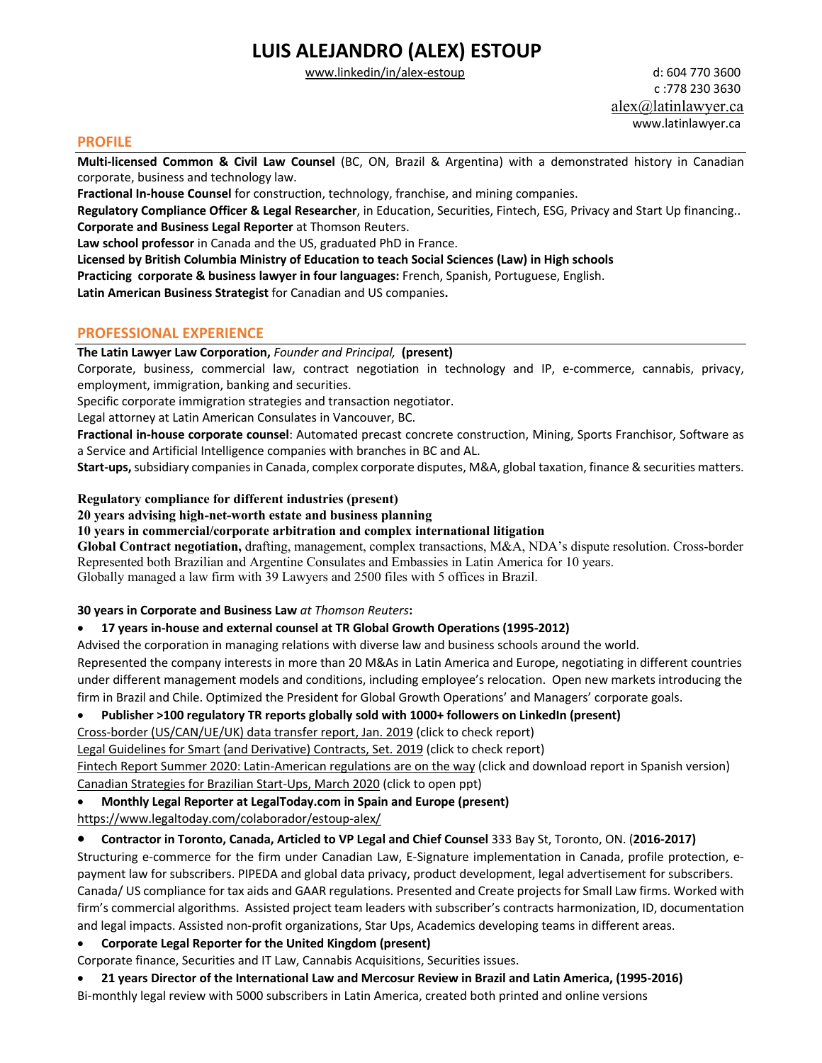# LUIS ALEJANDRO (ALEX) ESTOUP

www.linkedin/in/alex-estoup

d: 604 770 3600
c :778 230 3630
alex@latinlawyer.ca
www.latinlawyer.ca

## PROFILE

**Multi-licensed Common & Civil Law Counsel** (BC, ON, Brazil & Argentina) with a demonstrated history in Canadian corporate, business and technology law.
**Fractional In-house Counsel** for construction, technology, franchise, and mining companies.
**Regulatory Compliance Officer & Legal Researcher**, in Education, Securities, Fintech, ESG, Privacy and Start Up financing..
**Corporate and Business Legal Reporter** at Thomson Reuters.
**Law school professor** in Canada and the US, graduated PhD in France.
**Licensed by British Columbia Ministry of Education to teach Social Sciences (Law) in High schools**
**Practicing corporate & business lawyer in four languages:** French, Spanish, Portuguese, English.
**Latin American Business Strategist** for Canadian and US companies**.**

## PROFESSIONAL EXPERIENCE

**The Latin Lawyer Law Corporation,** *Founder and Principal,* **(present)**
Corporate, business, commercial law, contract negotiation in technology and IP, e-commerce, cannabis, privacy, employment, immigration, banking and securities.
Specific corporate immigration strategies and transaction negotiator.
Legal attorney at Latin American Consulates in Vancouver, BC.
**Fractional in-house corporate counsel**: Automated precast concrete construction, Mining, Sports Franchisor, Software as a Service and Artificial Intelligence companies with branches in BC and AL.
**Start-ups,** subsidiary companies in Canada, complex corporate disputes, M&A, global taxation, finance & securities matters.

**Regulatory compliance for different industries (present)**
**20 years advising high-net-worth estate and business planning**
**10 years in commercial/corporate arbitration and complex international litigation**
**Global Contract negotiation,** drafting, management, complex transactions, M&A, NDA's dispute resolution. Cross-border
Represented both Brazilian and Argentine Consulates and Embassies in Latin America for 10 years.
Globally managed a law firm with 39 Lawyers and 2500 files with 5 offices in Brazil.

**30 years in Corporate and Business Law** *at Thomson Reuters***:**

- **17 years in-house and external counsel at TR Global Growth Operations (1995-2012)**

Advised the corporation in managing relations with diverse law and business schools around the world.
Represented the company interests in more than 20 M&As in Latin America and Europe, negotiating in different countries under different management models and conditions, including employee's relocation. Open new markets introducing the firm in Brazil and Chile. Optimized the President for Global Growth Operations' and Managers' corporate goals.

- **Publisher >100 regulatory TR reports globally sold with 1000+ followers on LinkedIn (present)**

Cross-border (US/CAN/UE/UK) data transfer report, Jan. 2019 (click to check report)
Legal Guidelines for Smart (and Derivative) Contracts, Set. 2019 (click to check report)
Fintech Report Summer 2020: Latin-American regulations are on the way (click and download report in Spanish version)
Canadian Strategies for Brazilian Start-Ups, March 2020 (click to open ppt)

- **Monthly Legal Reporter at LegalToday.com in Spain and Europe (present)**

https://www.legaltoday.com/colaborador/estoup-alex/

- **Contractor in Toronto, Canada, Articled to VP Legal and Chief Counsel** 333 Bay St, Toronto, ON. (**2016-2017)**

Structuring e-commerce for the firm under Canadian Law, E-Signature implementation in Canada, profile protection, e-payment law for subscribers. PIPEDA and global data privacy, product development, legal advertisement for subscribers. Canada/ US compliance for tax aids and GAAR regulations. Presented and Create projects for Small Law firms. Worked with firm's commercial algorithms. Assisted project team leaders with subscriber's contracts harmonization, ID, documentation and legal impacts. Assisted non-profit organizations, Star Ups, Academics developing teams in different areas.

- **Corporate Legal Reporter for the United Kingdom (present)**

Corporate finance, Securities and IT Law, Cannabis Acquisitions, Securities issues.

- **21 years Director of the International Law and Mercosur Review in Brazil and Latin America, (1995-2016)**

Bi-monthly legal review with 5000 subscribers in Latin America, created both printed and online versions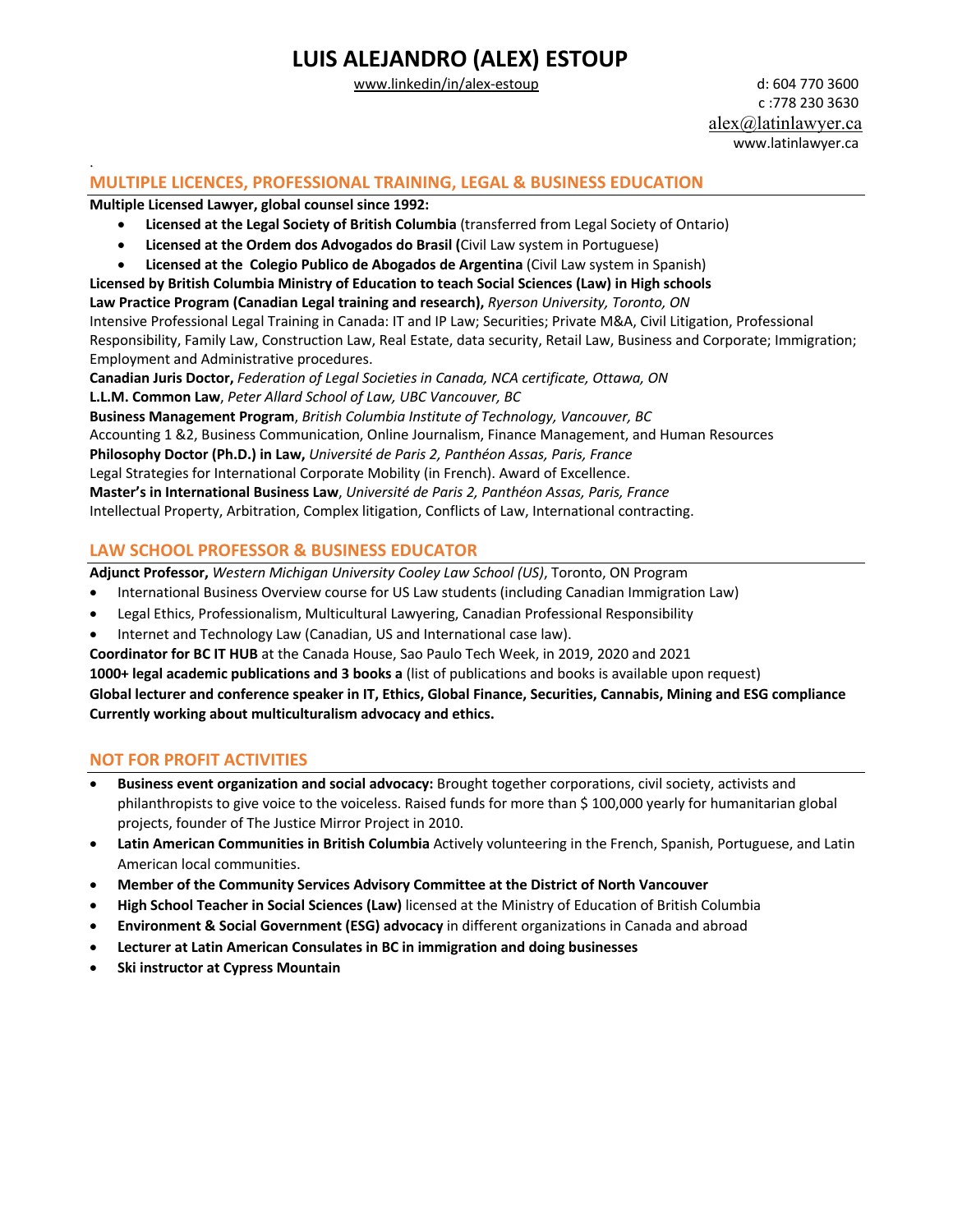# LUIS ALEJANDRO (ALEX) ESTOUP

www.linkedin/in/alex-estoup

d: 604 770 3600
c :778 230 3630
alex@latinlawyer.ca
www.latinlawyer.ca

.

## MULTIPLE LICENCES, PROFESSIONAL TRAINING, LEGAL & BUSINESS EDUCATION

**Multiple Licensed Lawyer, global counsel since 1992:**

- **Licensed at the Legal Society of British Columbia** (transferred from Legal Society of Ontario)
- **Licensed at the Ordem dos Advogados do Brasil (**Civil Law system in Portuguese)
- **Licensed at the Colegio Publico de Abogados de Argentina** (Civil Law system in Spanish)

**Licensed by British Columbia Ministry of Education to teach Social Sciences (Law) in High schools**

**Law Practice Program (Canadian Legal training and research),** *Ryerson University, Toronto, ON*

Intensive Professional Legal Training in Canada: IT and IP Law; Securities; Private M&A, Civil Litigation, Professional Responsibility, Family Law, Construction Law, Real Estate, data security, Retail Law, Business and Corporate; Immigration; Employment and Administrative procedures.

**Canadian Juris Doctor,** *Federation of Legal Societies in Canada, NCA certificate, Ottawa, ON*

**L.L.M. Common Law**, *Peter Allard School of Law, UBC Vancouver, BC*

**Business Management Program**, *British Columbia Institute of Technology, Vancouver, BC*

Accounting 1 &2, Business Communication, Online Journalism, Finance Management, and Human Resources

**Philosophy Doctor (Ph.D.) in Law,** *Université de Paris 2, Panthéon Assas, Paris, France*

Legal Strategies for International Corporate Mobility (in French). Award of Excellence.

**Master's in International Business Law**, *Université de Paris 2, Panthéon Assas, Paris, France*

Intellectual Property, Arbitration, Complex litigation, Conflicts of Law, International contracting.

## LAW SCHOOL PROFESSOR & BUSINESS EDUCATOR

**Adjunct Professor,** *Western Michigan University Cooley Law School (US)*, Toronto, ON Program

- International Business Overview course for US Law students (including Canadian Immigration Law)
- Legal Ethics, Professionalism, Multicultural Lawyering, Canadian Professional Responsibility
- Internet and Technology Law (Canadian, US and International case law).

**Coordinator for BC IT HUB** at the Canada House, Sao Paulo Tech Week, in 2019, 2020 and 2021

**1000+ legal academic publications and 3 books a** (list of publications and books is available upon request)

**Global lecturer and conference speaker in IT, Ethics, Global Finance, Securities, Cannabis, Mining and ESG compliance**

**Currently working about multiculturalism advocacy and ethics.**

## NOT FOR PROFIT ACTIVITIES

- **Business event organization and social advocacy:** Brought together corporations, civil society, activists and philanthropists to give voice to the voiceless. Raised funds for more than $ 100,000 yearly for humanitarian global projects, founder of The Justice Mirror Project in 2010.
- **Latin American Communities in British Columbia** Actively volunteering in the French, Spanish, Portuguese, and Latin American local communities.
- **Member of the Community Services Advisory Committee at the District of North Vancouver**
- **High School Teacher in Social Sciences (Law)** licensed at the Ministry of Education of British Columbia
- **Environment & Social Government (ESG) advocacy** in different organizations in Canada and abroad
- **Lecturer at Latin American Consulates in BC in immigration and doing businesses**
- **Ski instructor at Cypress Mountain**